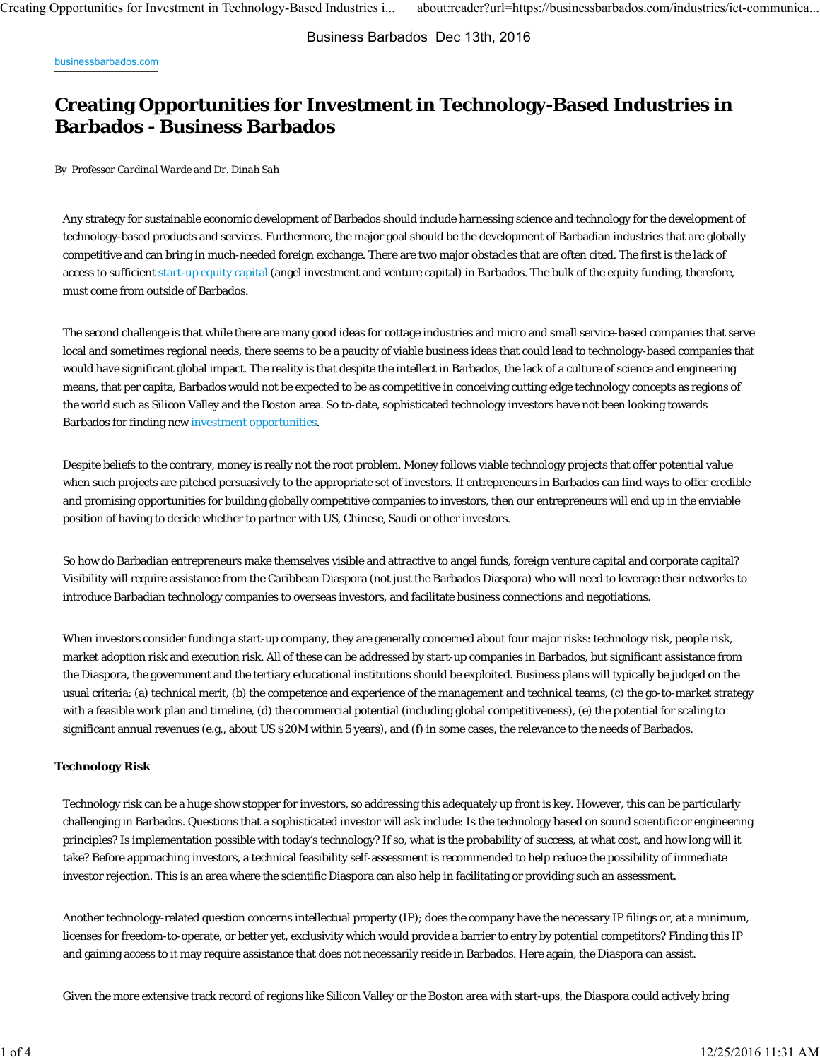Business Barbados Dec 13th, 2016

businessbarbados.com

# Creating Opportunities for Investment in Technology-Based Industries in Barbados - Business Barbados

By *Professor Cardinal Warde and Dr. Dinah Sah*

Any strategy for sustainable economic development of Barbados should include harnessing science and technology for the development of technology-based products and services. Furthermore, the major goal should be the development of Barbadian industries that are globally competitive and can bring in much-needed foreign exchange. There are two major obstacles that are often cited. The first is the lack of access to sufficient start-up equity capital (angel investment and venture capital) in Barbados. The bulk of the equity funding, therefore, must come from outside of Barbados.

The second challenge is that while there are many good ideas for cottage industries and micro and small service-based companies that serve local and sometimes regional needs, there seems to be a paucity of viable business ideas that could lead to technology-based companies that would have significant global impact. The reality is that despite the intellect in Barbados, the lack of a culture of science and engineering means, that per capita, Barbados would not be expected to be as competitive in conceiving cutting edge technology concepts as regions of the world such as Silicon Valley and the Boston area. So to-date, sophisticated technology investors have not been looking towards Barbados for finding new investment opportunities.

Despite beliefs to the contrary, money is really not the root problem. Money follows viable technology projects that offer potential value when such projects are pitched persuasively to the appropriate set of investors. If entrepreneurs in Barbados can find ways to offer credible and promising opportunities for building globally competitive companies to investors, then our entrepreneurs will end up in the enviable position of having to decide whether to partner with US, Chinese, Saudi or other investors.

So how do Barbadian entrepreneurs make themselves visible and attractive to angel funds, foreign venture capital and corporate capital? Visibility will require assistance from the Caribbean Diaspora (not just the Barbados Diaspora) who will need to leverage their networks to introduce Barbadian technology companies to overseas investors, and facilitate business connections and negotiations.

When investors consider funding a start-up company, they are generally concerned about four major risks: technology risk, people risk, market adoption risk and execution risk. All of these can be addressed by start-up companies in Barbados, but significant assistance from the Diaspora, the government and the tertiary educational institutions should be exploited. Business plans will typically be judged on the usual criteria: (a) technical merit, (b) the competence and experience of the management and technical teams, (c) the go-to-market strategy with a feasible work plan and timeline, (d) the commercial potential (including global competitiveness), (e) the potential for scaling to significant annual revenues (e.g., about US $20M within 5 years), and (f) in some cases, the relevance to the needs of Barbados.

**Technology Risk**

Technology risk can be a huge show stopper for investors, so addressing this adequately up front is key. However, this can be particularly challenging in Barbados. Questions that a sophisticated investor will ask include: Is the technology based on sound scientific or engineering principles? Is implementation possible with today's technology? If so, what is the probability of success, at what cost, and how long will it take? Before approaching investors, a technical feasibility self-assessment is recommended to help reduce the possibility of immediate investor rejection. This is an area where the scientific Diaspora can also help in facilitating or providing such an assessment.

Another technology-related question concerns intellectual property (IP); does the company have the necessary IP filings or, at a minimum, licenses for freedom-to-operate, or better yet, exclusivity which would provide a barrier to entry by potential competitors? Finding this IP and gaining access to it may require assistance that does not necessarily reside in Barbados. Here again, the Diaspora can assist.

Given the more extensive track record of regions like Silicon Valley or the Boston area with start-ups, the Diaspora could actively bring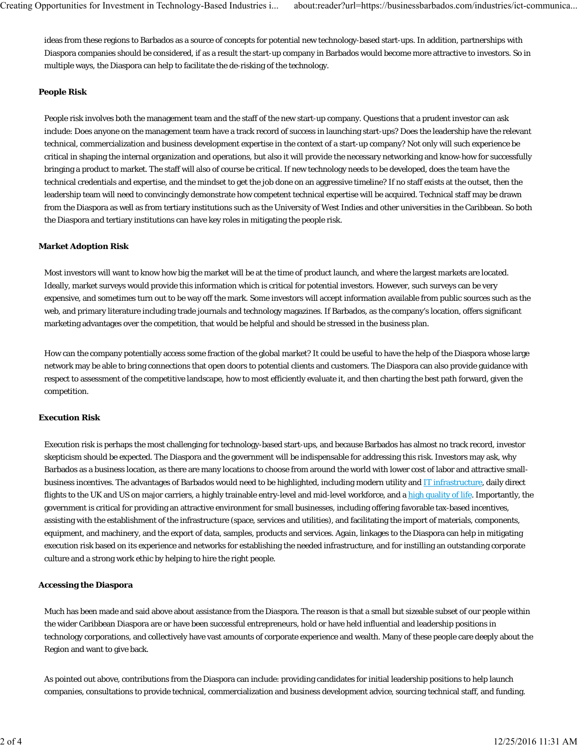ideas from these regions to Barbados as a source of concepts for potential new technology-based start-ups. In addition, partnerships with Diaspora companies should be considered, if as a result the start-up company in Barbados would become more attractive to investors. So in multiple ways, the Diaspora can help to facilitate the de-risking of the technology.

### People Risk

People risk involves both the management team and the staff of the new start-up company. Questions that a prudent investor can ask include: Does anyone on the management team have a track record of success in launching start-ups? Does the leadership have the relevant technical, commercialization and business development expertise in the context of a start-up company? Not only will such experience be critical in shaping the internal organization and operations, but also it will provide the necessary networking and know-how for successfully bringing a product to market. The staff will also of course be critical. If new technology needs to be developed, does the team have the technical credentials and expertise, and the mindset to get the job done on an aggressive timeline? If no staff exists at the outset, then the leadership team will need to convincingly demonstrate how competent technical expertise will be acquired. Technical staff may be drawn from the Diaspora as well as from tertiary institutions such as the University of West Indies and other universities in the Caribbean. So both the Diaspora and tertiary institutions can have key roles in mitigating the people risk.

### Market Adoption Risk

Most investors will want to know how big the market will be at the time of product launch, and where the largest markets are located. Ideally, market surveys would provide this information which is critical for potential investors. However, such surveys can be very expensive, and sometimes turn out to be way off the mark. Some investors will accept information available from public sources such as the web, and primary literature including trade journals and technology magazines. If Barbados, as the company's location, offers significant marketing advantages over the competition, that would be helpful and should be stressed in the business plan.

How can the company potentially access some fraction of the global market? It could be useful to have the help of the Diaspora whose large network may be able to bring connections that open doors to potential clients and customers. The Diaspora can also provide guidance with respect to assessment of the competitive landscape, how to most efficiently evaluate it, and then charting the best path forward, given the competition.

### Execution Risk

Execution risk is perhaps the most challenging for technology-based start-ups, and because Barbados has almost no track record, investor skepticism should be expected. The Diaspora and the government will be indispensable for addressing this risk. Investors may ask, why Barbados as a business location, as there are many locations to choose from around the world with lower cost of labor and attractive small-business incentives. The advantages of Barbados would need to be highlighted, including modern utility and IT infrastructure, daily direct flights to the UK and US on major carriers, a highly trainable entry-level and mid-level workforce, and a high quality of life. Importantly, the government is critical for providing an attractive environment for small businesses, including offering favorable tax-based incentives, assisting with the establishment of the infrastructure (space, services and utilities), and facilitating the import of materials, components, equipment, and machinery, and the export of data, samples, products and services. Again, linkages to the Diaspora can help in mitigating execution risk based on its experience and networks for establishing the needed infrastructure, and for instilling an outstanding corporate culture and a strong work ethic by helping to hire the right people.

### Accessing the Diaspora

Much has been made and said above about assistance from the Diaspora. The reason is that a small but sizeable subset of our people within the wider Caribbean Diaspora are or have been successful entrepreneurs, hold or have held influential and leadership positions in technology corporations, and collectively have vast amounts of corporate experience and wealth. Many of these people care deeply about the Region and want to give back.

As pointed out above, contributions from the Diaspora can include: providing candidates for initial leadership positions to help launch companies, consultations to provide technical, commercialization and business development advice, sourcing technical staff, and funding.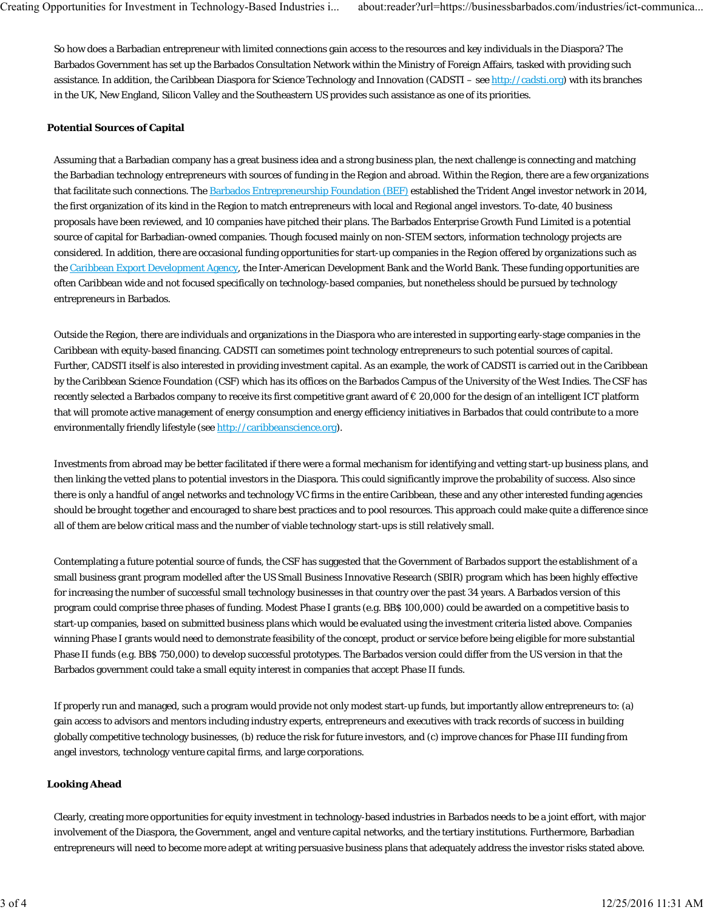So how does a Barbadian entrepreneur with limited connections gain access to the resources and key individuals in the Diaspora? The Barbados Government has set up the Barbados Consultation Network within the Ministry of Foreign Affairs, tasked with providing such assistance. In addition, the Caribbean Diaspora for Science Technology and Innovation (CADSTI – see http://cadsti.org) with its branches in the UK, New England, Silicon Valley and the Southeastern US provides such assistance as one of its priorities.

## Potential Sources of Capital

Assuming that a Barbadian company has a great business idea and a strong business plan, the next challenge is connecting and matching the Barbadian technology entrepreneurs with sources of funding in the Region and abroad. Within the Region, there are a few organizations that facilitate such connections. The Barbados Entrepreneurship Foundation (BEF) established the Trident Angel investor network in 2014, the first organization of its kind in the Region to match entrepreneurs with local and Regional angel investors. To-date, 40 business proposals have been reviewed, and 10 companies have pitched their plans. The Barbados Enterprise Growth Fund Limited is a potential source of capital for Barbadian-owned companies. Though focused mainly on non-STEM sectors, information technology projects are considered. In addition, there are occasional funding opportunities for start-up companies in the Region offered by organizations such as the Caribbean Export Development Agency, the Inter-American Development Bank and the World Bank. These funding opportunities are often Caribbean wide and not focused specifically on technology-based companies, but nonetheless should be pursued by technology entrepreneurs in Barbados.

Outside the Region, there are individuals and organizations in the Diaspora who are interested in supporting early-stage companies in the Caribbean with equity-based financing. CADSTI can sometimes point technology entrepreneurs to such potential sources of capital. Further, CADSTI itself is also interested in providing investment capital. As an example, the work of CADSTI is carried out in the Caribbean by the Caribbean Science Foundation (CSF) which has its offices on the Barbados Campus of the University of the West Indies. The CSF has recently selected a Barbados company to receive its first competitive grant award of € 20,000 for the design of an intelligent ICT platform that will promote active management of energy consumption and energy efficiency initiatives in Barbados that could contribute to a more environmentally friendly lifestyle (see http://caribbeanscience.org).

Investments from abroad may be better facilitated if there were a formal mechanism for identifying and vetting start-up business plans, and then linking the vetted plans to potential investors in the Diaspora. This could significantly improve the probability of success. Also since there is only a handful of angel networks and technology VC firms in the entire Caribbean, these and any other interested funding agencies should be brought together and encouraged to share best practices and to pool resources. This approach could make quite a difference since all of them are below critical mass and the number of viable technology start-ups is still relatively small.

Contemplating a future potential source of funds, the CSF has suggested that the Government of Barbados support the establishment of a small business grant program modelled after the US Small Business Innovative Research (SBIR) program which has been highly effective for increasing the number of successful small technology businesses in that country over the past 34 years. A Barbados version of this program could comprise three phases of funding. Modest Phase I grants (e.g. BB$ 100,000) could be awarded on a competitive basis to start-up companies, based on submitted business plans which would be evaluated using the investment criteria listed above. Companies winning Phase I grants would need to demonstrate feasibility of the concept, product or service before being eligible for more substantial Phase II funds (e.g. BB$ 750,000) to develop successful prototypes. The Barbados version could differ from the US version in that the Barbados government could take a small equity interest in companies that accept Phase II funds.

If properly run and managed, such a program would provide not only modest start-up funds, but importantly allow entrepreneurs to: (a) gain access to advisors and mentors including industry experts, entrepreneurs and executives with track records of success in building globally competitive technology businesses, (b) reduce the risk for future investors, and (c) improve chances for Phase III funding from angel investors, technology venture capital firms, and large corporations.

## Looking Ahead

Clearly, creating more opportunities for equity investment in technology-based industries in Barbados needs to be a joint effort, with major involvement of the Diaspora, the Government, angel and venture capital networks, and the tertiary institutions. Furthermore, Barbadian entrepreneurs will need to become more adept at writing persuasive business plans that adequately address the investor risks stated above.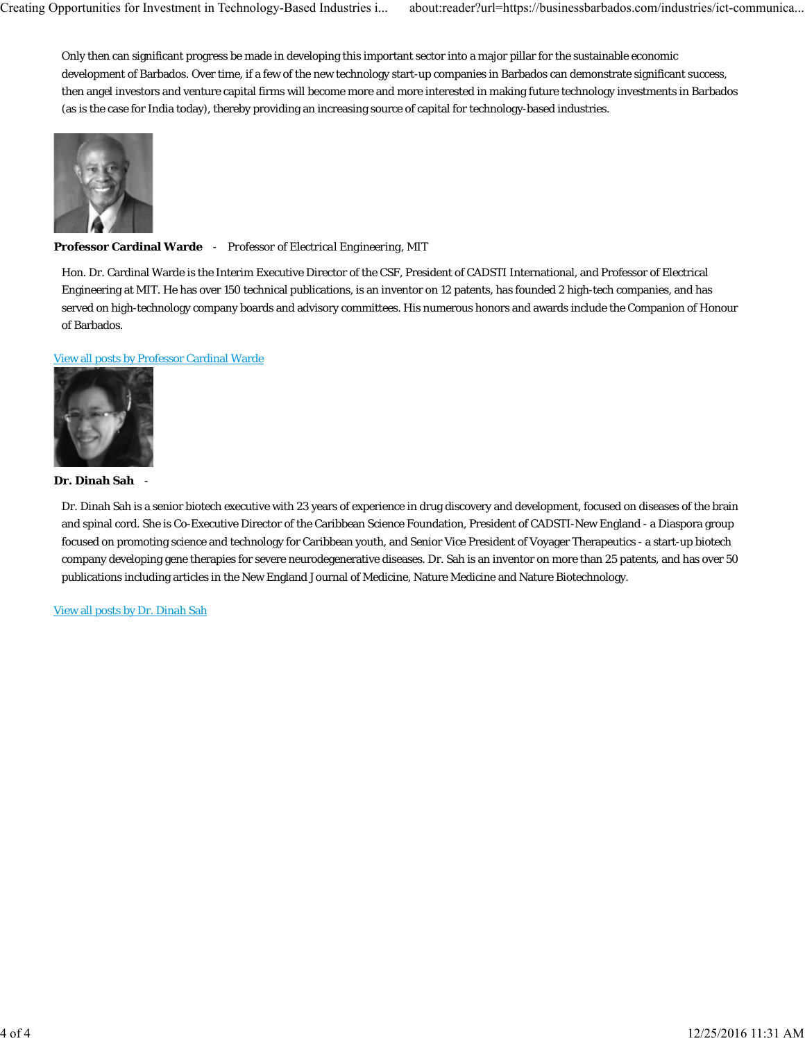Only then can significant progress be made in developing this important sector into a major pillar for the sustainable economic development of Barbados. Over time, if a few of the new technology start-up companies in Barbados can demonstrate significant success, then angel investors and venture capital firms will become more and more interested in making future technology investments in Barbados (as is the case for India today), thereby providing an increasing source of capital for technology-based industries.

**Professor Cardinal Warde** - Professor of Electrical Engineering, MIT

Hon. Dr. Cardinal Warde is the Interim Executive Director of the CSF, President of CADSTI International, and Professor of Electrical Engineering at MIT. He has over 150 technical publications, is an inventor on 12 patents, has founded 2 high-tech companies, and has served on high-technology company boards and advisory committees. His numerous honors and awards include the Companion of Honour of Barbados.

View all posts by Professor Cardinal Warde

**Dr. Dinah Sah** -

Dr. Dinah Sah is a senior biotech executive with 23 years of experience in drug discovery and development, focused on diseases of the brain and spinal cord. She is Co-Executive Director of the Caribbean Science Foundation, President of CADSTI-New England - a Diaspora group focused on promoting science and technology for Caribbean youth, and Senior Vice President of Voyager Therapeutics - a start-up biotech company developing gene therapies for severe neurodegenerative diseases. Dr. Sah is an inventor on more than 25 patents, and has over 50 publications including articles in the New England Journal of Medicine, Nature Medicine and Nature Biotechnology.

View all posts by Dr. Dinah Sah